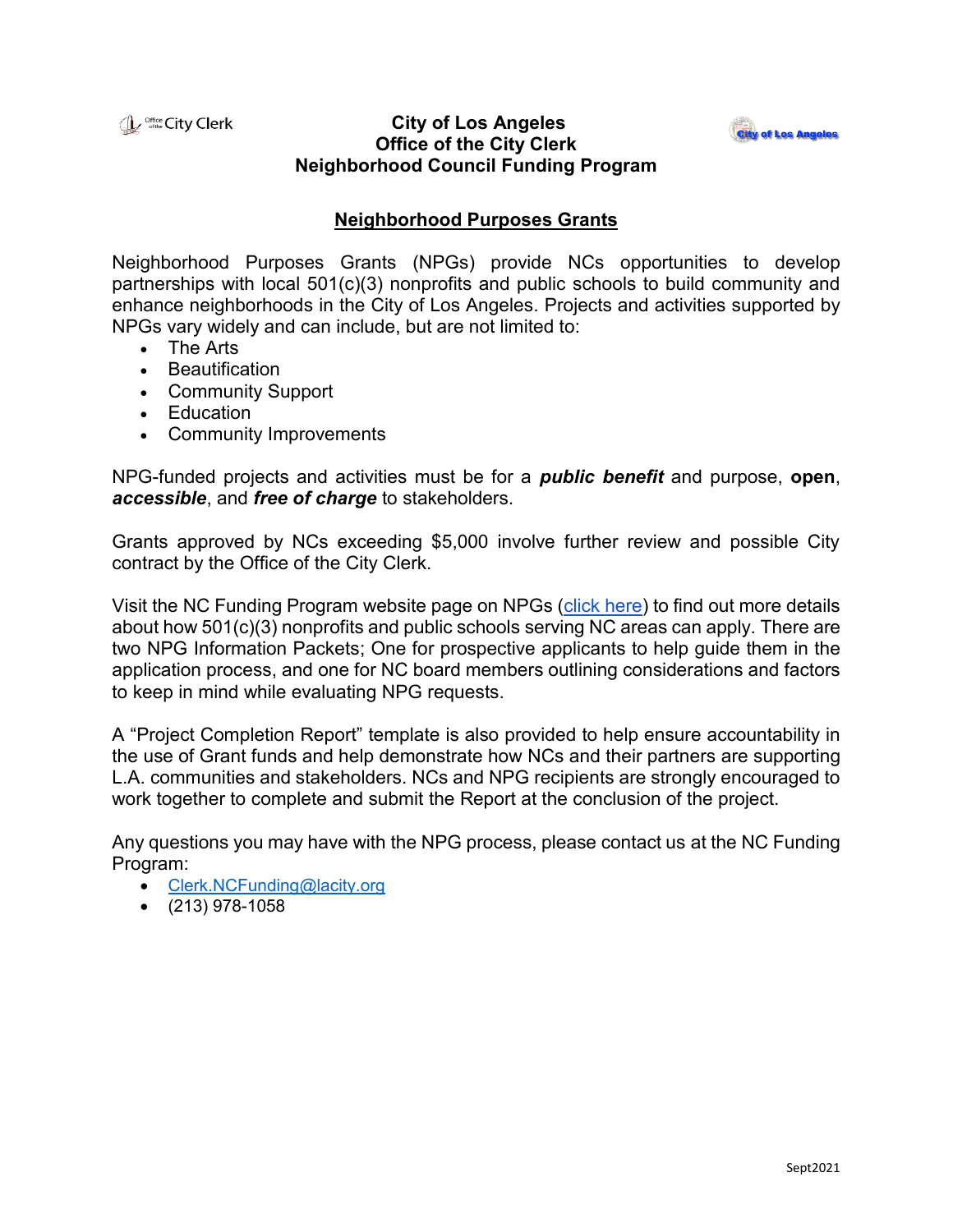# City of Los Angeles
# Office of the City Clerk
# Neighborhood Council Funding Program

## Neighborhood Purposes Grants

Neighborhood Purposes Grants (NPGs) provide NCs opportunities to develop partnerships with local 501(c)(3) nonprofits and public schools to build community and enhance neighborhoods in the City of Los Angeles. Projects and activities supported by NPGs vary widely and can include, but are not limited to:

- The Arts
- Beautification
- Community Support
- Education
- Community Improvements

NPG-funded projects and activities must be for a ***public benefit*** and purpose, **open**, ***accessible***, and ***free of charge*** to stakeholders.

Grants approved by NCs exceeding $5,000 involve further review and possible City contract by the Office of the City Clerk.

Visit the NC Funding Program website page on NPGs (click here) to find out more details about how 501(c)(3) nonprofits and public schools serving NC areas can apply. There are two NPG Information Packets; One for prospective applicants to help guide them in the application process, and one for NC board members outlining considerations and factors to keep in mind while evaluating NPG requests.

A "Project Completion Report" template is also provided to help ensure accountability in the use of Grant funds and help demonstrate how NCs and their partners are supporting L.A. communities and stakeholders. NCs and NPG recipients are strongly encouraged to work together to complete and submit the Report at the conclusion of the project.

Any questions you may have with the NPG process, please contact us at the NC Funding Program:

- Clerk.NCFunding@lacity.org
- (213) 978-1058

Sept2021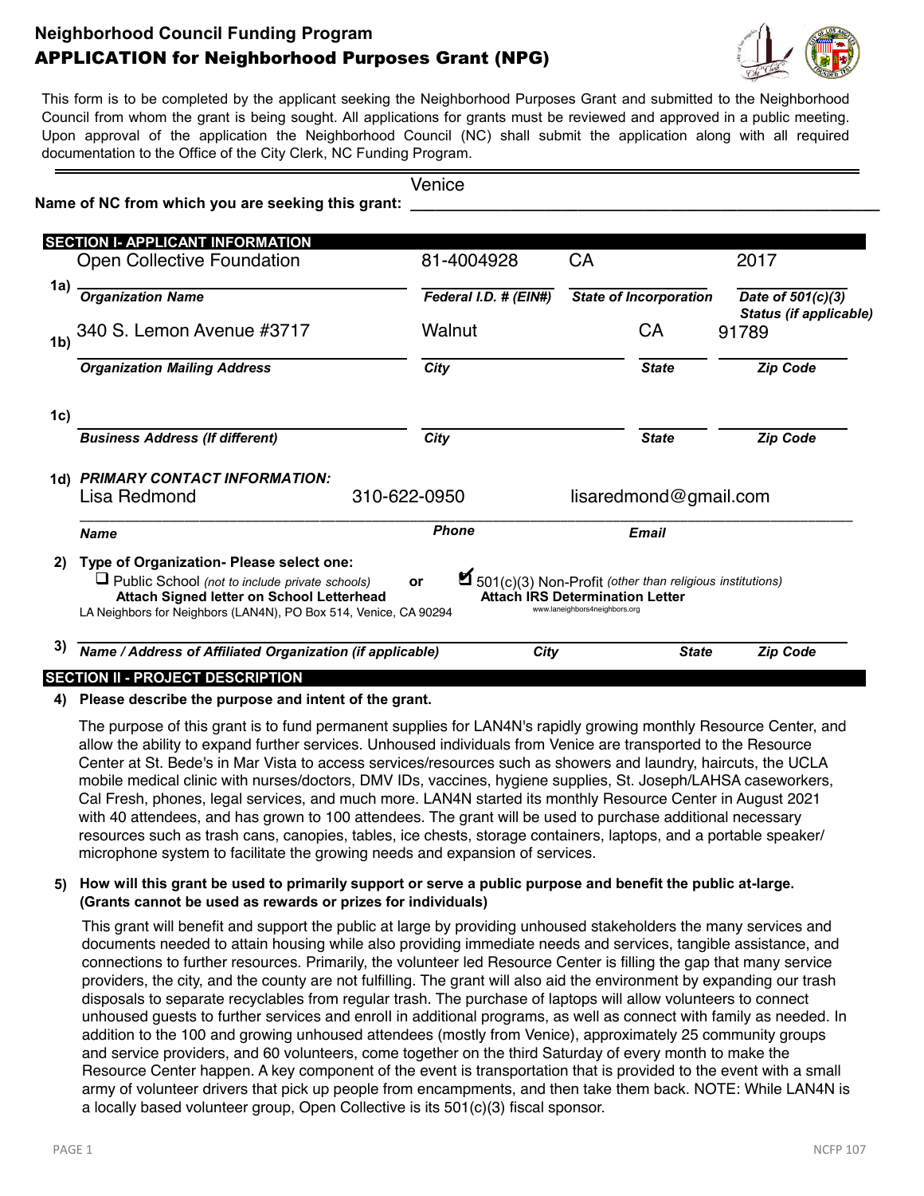# Neighborhood Council Funding Program

## APPLICATION for Neighborhood Purposes Grant (NPG)

This form is to be completed by the applicant seeking the Neighborhood Purposes Grant and submitted to the Neighborhood Council from whom the grant is being sought. All applications for grants must be reviewed and approved in a public meeting. Upon approval of the application the Neighborhood Council (NC) shall submit the application along with all required documentation to the Office of the City Clerk, NC Funding Program.

**Name of NC from which you are seeking this grant:** Venice

## SECTION I- APPLICANT INFORMATION

**1a)**

| *Organization Name* | *Federal I.D. # (EIN#)* | *State of Incorporation* | *Date of 501(c)(3) Status (if applicable)* |
|---|---|---|---|
| Open Collective Foundation | 81-4004928 | CA | 2017 |

**1b)**

| *Organization Mailing Address* | *City* | *State* | *Zip Code* |
|---|---|---|---|
| 340 S. Lemon Avenue #3717 | Walnut | CA | 91789 |

**1c)**

| *Business Address (If different)* | *City* | *State* | *Zip Code* |
|---|---|---|---|
| | | | |

**1d) *PRIMARY CONTACT INFORMATION:***

| *Name* | *Phone* | *Email* |
|---|---|---|
| Lisa Redmond | 310-622-0950 | lisaredmond@gmail.com |

**2) Type of Organization- Please select one:**

- ☐ Public School *(not to include private schools)* **Attach Signed letter on School Letterhead**

**or**

- ☑ 501(c)(3) Non-Profit *(other than religious institutions)* **Attach IRS Determination Letter**

**3)** LA Neighbors for Neighbors (LAN4N), PO Box 514, Venice, CA 90294 www.laneighbors4neighbors.org

*Name / Address of Affiliated Organization (if applicable)* — *City* — *State* — *Zip Code*

## SECTION II - PROJECT DESCRIPTION

**4) Please describe the purpose and intent of the grant.**

The purpose of this grant is to fund permanent supplies for LAN4N's rapidly growing monthly Resource Center, and allow the ability to expand further services. Unhoused individuals from Venice are transported to the Resource Center at St. Bede's in Mar Vista to access services/resources such as showers and laundry, haircuts, the UCLA mobile medical clinic with nurses/doctors, DMV IDs, vaccines, hygiene supplies, St. Joseph/LAHSA caseworkers, Cal Fresh, phones, legal services, and much more. LAN4N started its monthly Resource Center in August 2021 with 40 attendees, and has grown to 100 attendees. The grant will be used to purchase additional necessary resources such as trash cans, canopies, tables, ice chests, storage containers, laptops, and a portable speaker/ microphone system to facilitate the growing needs and expansion of services.

**5) How will this grant be used to primarily support or serve a public purpose and benefit the public at-large. (Grants cannot be used as rewards or prizes for individuals)**

This grant will benefit and support the public at large by providing unhoused stakeholders the many services and documents needed to attain housing while also providing immediate needs and services, tangible assistance, and connections to further resources. Primarily, the volunteer led Resource Center is filling the gap that many service providers, the city, and the county are not fulfilling. The grant will also aid the environment by expanding our trash disposals to separate recyclables from regular trash. The purchase of laptops will allow volunteers to connect unhoused guests to further services and enroll in additional programs, as well as connect with family as needed. In addition to the 100 and growing unhoused attendees (mostly from Venice), approximately 25 community groups and service providers, and 60 volunteers, come together on the third Saturday of every month to make the Resource Center happen. A key component of the event is transportation that is provided to the event with a small army of volunteer drivers that pick up people from encampments, and then take them back. NOTE: While LAN4N is a locally based volunteer group, Open Collective is its 501(c)(3) fiscal sponsor.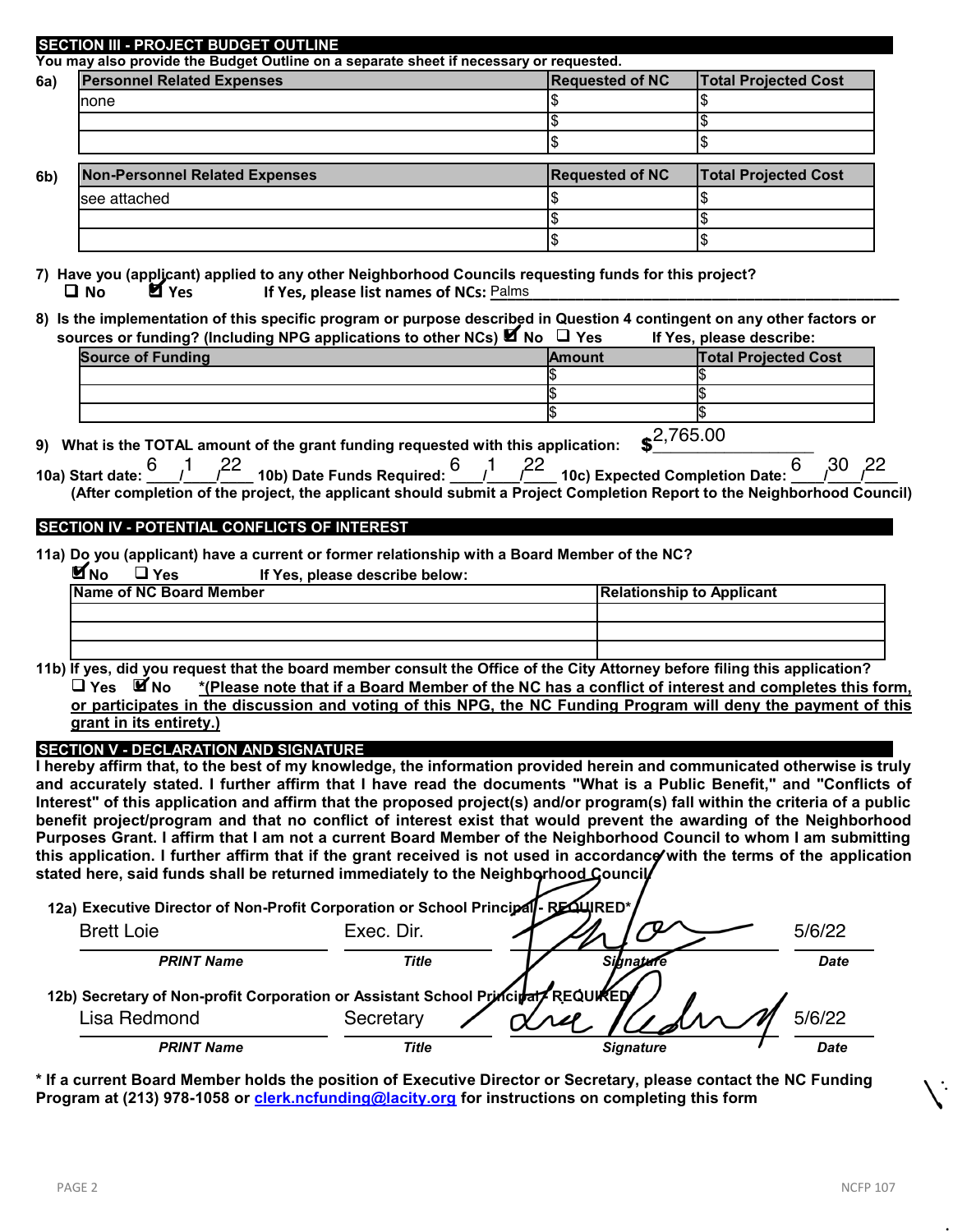## SECTION III - PROJECT BUDGET OUTLINE

You may also provide the Budget Outline on a separate sheet if necessary or requested.

**6a)**

| Personnel Related Expenses | Requested of NC | Total Projected Cost |
|---|---|---|
| none | $ | $ |
| | $ | $ |
| | $ | $ |

**6b)**

| Non-Personnel Related Expenses | Requested of NC | Total Projected Cost |
|---|---|---|
| see attached | $ | $ |
| | $ | $ |
| | $ | $ |

**7) Have you (applicant) applied to any other Neighborhood Councils requesting funds for this project?**
☐ No ☑ Yes **If Yes, please list names of NCs:** Palms

**8) Is the implementation of this specific program or purpose described in Question 4 contingent on any other factors or sources or funding? (Including NPG applications to other NCs)** ☑ No ☐ Yes **If Yes, please describe:**

| Source of Funding | Amount | Total Projected Cost |
|---|---|---|
| | $ | $ |
| | $ | $ |
| | $ | $ |

**9) What is the TOTAL amount of the grant funding requested with this application:** $2,765.00

**10a) Start date:** 6 / 1 / 22 **10b) Date Funds Required:** 6 / 1 / 22 **10c) Expected Completion Date:** 6 / 30 / 22
**(After completion of the project, the applicant should submit a Project Completion Report to the Neighborhood Council)**

## SECTION IV - POTENTIAL CONFLICTS OF INTEREST

**11a) Do you (applicant) have a current or former relationship with a Board Member of the NC?**
☑ No ☐ Yes **If Yes, please describe below:**

| Name of NC Board Member | Relationship to Applicant |
|---|---|
| | |
| | |
| | |

**11b) If yes, did you request that the board member consult the Office of the City Attorney before filing this application?**
☐ Yes ☑ No **\*(Please note that if a Board Member of the NC has a conflict of interest and completes this form, or participates in the discussion and voting of this NPG, the NC Funding Program will deny the payment of this grant in its entirety.)**

## SECTION V - DECLARATION AND SIGNATURE

**I hereby affirm that, to the best of my knowledge, the information provided herein and communicated otherwise is truly and accurately stated. I further affirm that I have read the documents "What is a Public Benefit," and "Conflicts of Interest" of this application and affirm that the proposed project(s) and/or program(s) fall within the criteria of a public benefit project/program and that no conflict of interest exist that would prevent the awarding of the Neighborhood Purposes Grant. I affirm that I am not a current Board Member of the Neighborhood Council to whom I am submitting this application. I further affirm that if the grant received is not used in accordance with the terms of the application stated here, said funds shall be returned immediately to the Neighborhood Council.**

**12a) Executive Director of Non-Profit Corporation or School Principal - REQUIRED\***

| PRINT Name | Title | Signature | Date |
|---|---|---|---|
| Brett Loie | Exec. Dir. | [signature] | 5/6/22 |

**12b) Secretary of Non-profit Corporation or Assistant School Principal - REQUIRED**

| PRINT Name | Title | Signature | Date |
|---|---|---|---|
| Lisa Redmond | Secretary | [signature] | 5/6/22 |

**\* If a current Board Member holds the position of Executive Director or Secretary, please contact the NC Funding Program at (213) 978-1058 or clerk.ncfunding@lacity.org for instructions on completing this form**